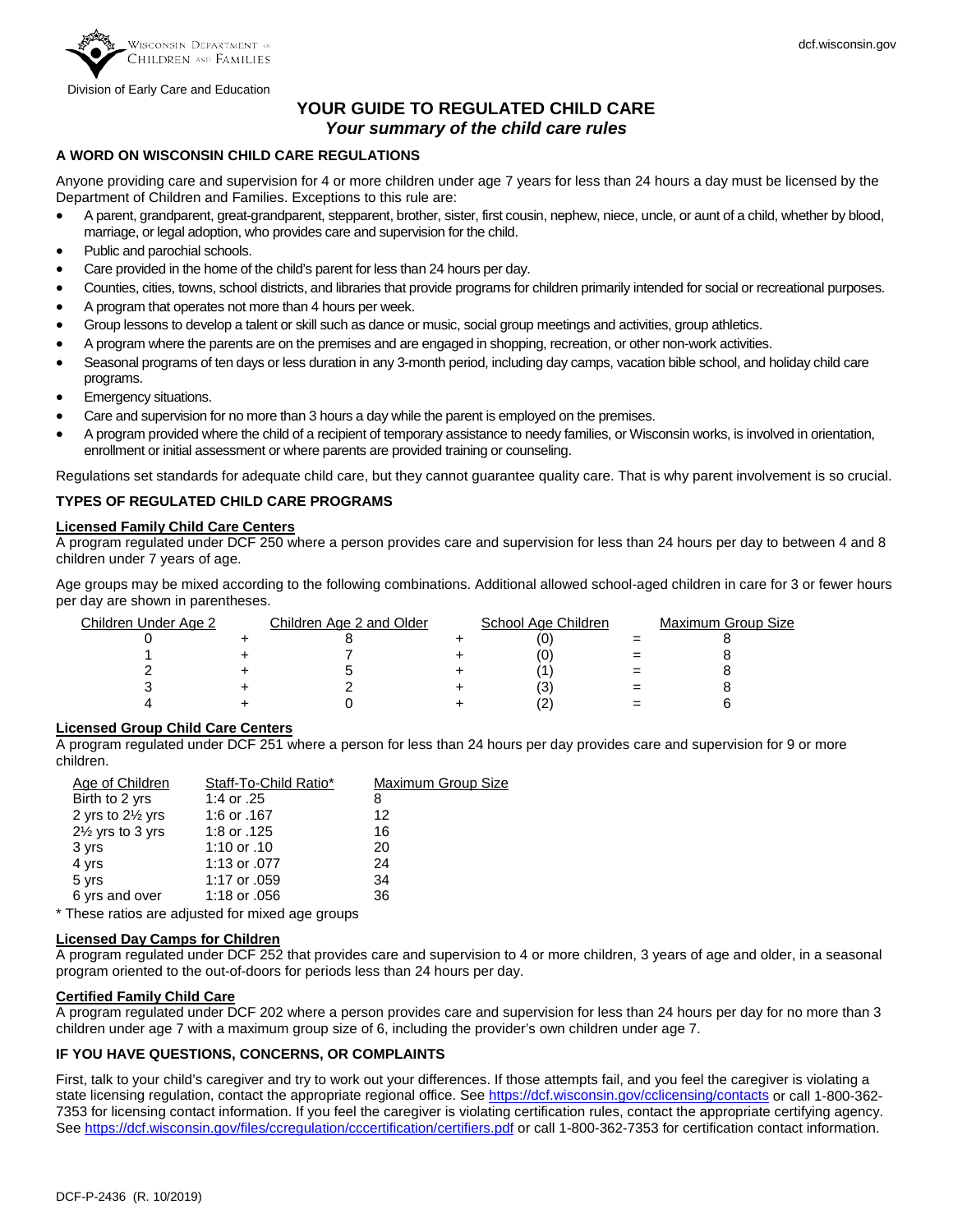Division of Early Care and Education

# YOUR GUIDE TO REGULATED CHILD CARE

***Your summary of the child care rules***

## A WORD ON WISCONSIN CHILD CARE REGULATIONS

Anyone providing care and supervision for 4 or more children under age 7 years for less than 24 hours a day must be licensed by the Department of Children and Families. Exceptions to this rule are:

- A parent, grandparent, great-grandparent, stepparent, brother, sister, first cousin, nephew, niece, uncle, or aunt of a child, whether by blood, marriage, or legal adoption, who provides care and supervision for the child.
- Public and parochial schools.
- Care provided in the home of the child's parent for less than 24 hours per day.
- Counties, cities, towns, school districts, and libraries that provide programs for children primarily intended for social or recreational purposes.
- A program that operates not more than 4 hours per week.
- Group lessons to develop a talent or skill such as dance or music, social group meetings and activities, group athletics.
- A program where the parents are on the premises and are engaged in shopping, recreation, or other non-work activities.
- Seasonal programs of ten days or less duration in any 3-month period, including day camps, vacation bible school, and holiday child care programs.
- Emergency situations.
- Care and supervision for no more than 3 hours a day while the parent is employed on the premises.
- A program provided where the child of a recipient of temporary assistance to needy families, or Wisconsin works, is involved in orientation, enrollment or initial assessment or where parents are provided training or counseling.

Regulations set standards for adequate child care, but they cannot guarantee quality care. That is why parent involvement is so crucial.

## TYPES OF REGULATED CHILD CARE PROGRAMS

### Licensed Family Child Care Centers

A program regulated under DCF 250 where a person provides care and supervision for less than 24 hours per day to between 4 and 8 children under 7 years of age.

Age groups may be mixed according to the following combinations. Additional allowed school-aged children in care for 3 or fewer hours per day are shown in parentheses.

| Children Under Age 2 | | Children Age 2 and Older | | School Age Children | | Maximum Group Size |
|---|---|---|---|---|---|---|
| 0 | + | 8 | + | (0) | = | 8 |
| 1 | + | 7 | + | (0) | = | 8 |
| 2 | + | 5 | + | (1) | = | 8 |
| 3 | + | 2 | + | (3) | = | 8 |
| 4 | + | 0 | + | (2) | = | 6 |

### Licensed Group Child Care Centers

A program regulated under DCF 251 where a person for less than 24 hours per day provides care and supervision for 9 or more children.

| Age of Children | Staff-To-Child Ratio* | Maximum Group Size |
|---|---|---|
| Birth to 2 yrs | 1:4 or .25 | 8 |
| 2 yrs to 2½ yrs | 1:6 or .167 | 12 |
| 2½ yrs to 3 yrs | 1:8 or .125 | 16 |
| 3 yrs | 1:10 or .10 | 20 |
| 4 yrs | 1:13 or .077 | 24 |
| 5 yrs | 1:17 or .059 | 34 |
| 6 yrs and over | 1:18 or .056 | 36 |

* These ratios are adjusted for mixed age groups

### Licensed Day Camps for Children

A program regulated under DCF 252 that provides care and supervision to 4 or more children, 3 years of age and older, in a seasonal program oriented to the out-of-doors for periods less than 24 hours per day.

### Certified Family Child Care

A program regulated under DCF 202 where a person provides care and supervision for less than 24 hours per day for no more than 3 children under age 7 with a maximum group size of 6, including the provider's own children under age 7.

## IF YOU HAVE QUESTIONS, CONCERNS, OR COMPLAINTS

First, talk to your child's caregiver and try to work out your differences. If those attempts fail, and you feel the caregiver is violating a state licensing regulation, contact the appropriate regional office. See https://dcf.wisconsin.gov/cclicensing/contacts or call 1-800-362-7353 for licensing contact information. If you feel the caregiver is violating certification rules, contact the appropriate certifying agency. See https://dcf.wisconsin.gov/files/ccregulation/cccertification/certifiers.pdf or call 1-800-362-7353 for certification contact information.

DCF-P-2436 (R. 10/2019)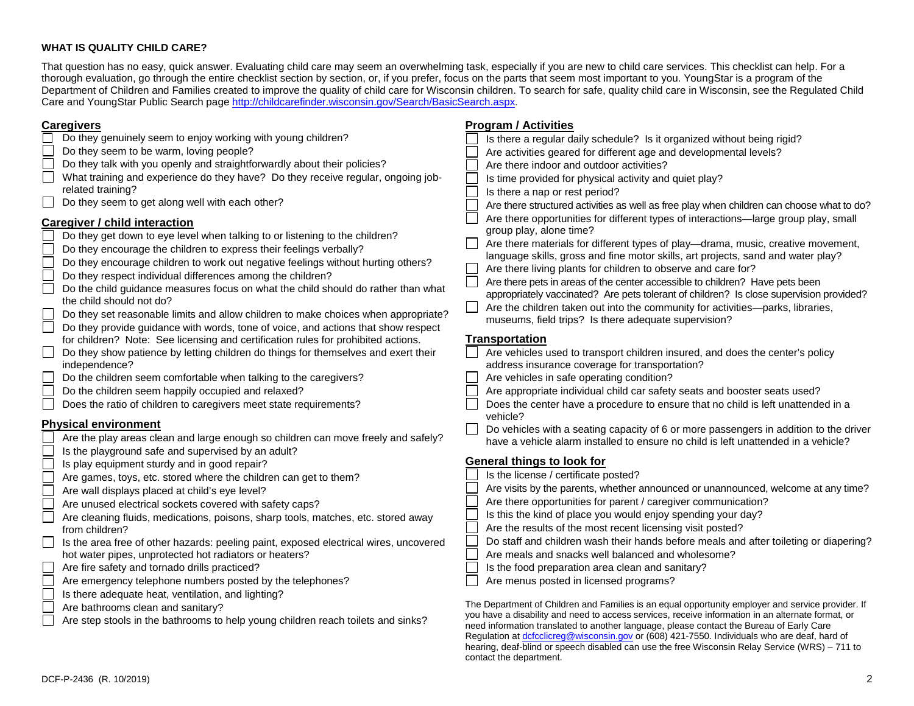**WHAT IS QUALITY CHILD CARE?**

That question has no easy, quick answer. Evaluating child care may seem an overwhelming task, especially if you are new to child care services. This checklist can help. For a thorough evaluation, go through the entire checklist section by section, or, if you prefer, focus on the parts that seem most important to you. YoungStar is a program of the Department of Children and Families created to improve the quality of child care for Wisconsin children. To search for safe, quality child care in Wisconsin, see the Regulated Child Care and YoungStar Public Search page http://childcarefinder.wisconsin.gov/Search/BasicSearch.aspx.

## Caregivers

- ☐ Do they genuinely seem to enjoy working with young children?
- ☐ Do they seem to be warm, loving people?
- ☐ Do they talk with you openly and straightforwardly about their policies?
- ☐ What training and experience do they have? Do they receive regular, ongoing job-related training?
- ☐ Do they seem to get along well with each other?

## Caregiver / child interaction

- ☐ Do they get down to eye level when talking to or listening to the children?
- ☐ Do they encourage the children to express their feelings verbally?
- ☐ Do they encourage children to work out negative feelings without hurting others?
- ☐ Do they respect individual differences among the children?
- ☐ Do the child guidance measures focus on what the child should do rather than what the child should not do?
- ☐ Do they set reasonable limits and allow children to make choices when appropriate?
- ☐ Do they provide guidance with words, tone of voice, and actions that show respect for children? Note: See licensing and certification rules for prohibited actions.
- ☐ Do they show patience by letting children do things for themselves and exert their independence?
- ☐ Do the children seem comfortable when talking to the caregivers?
- ☐ Do the children seem happily occupied and relaxed?
- ☐ Does the ratio of children to caregivers meet state requirements?

## Physical environment

- ☐ Are the play areas clean and large enough so children can move freely and safely?
- ☐ Is the playground safe and supervised by an adult?
- ☐ Is play equipment sturdy and in good repair?
- ☐ Are games, toys, etc. stored where the children can get to them?
- ☐ Are wall displays placed at child's eye level?
- ☐ Are unused electrical sockets covered with safety caps?
- ☐ Are cleaning fluids, medications, poisons, sharp tools, matches, etc. stored away from children?
- ☐ Is the area free of other hazards: peeling paint, exposed electrical wires, uncovered hot water pipes, unprotected hot radiators or heaters?
- ☐ Are fire safety and tornado drills practiced?
- ☐ Are emergency telephone numbers posted by the telephones?
- ☐ Is there adequate heat, ventilation, and lighting?
- ☐ Are bathrooms clean and sanitary?
- ☐ Are step stools in the bathrooms to help young children reach toilets and sinks?

## Program / Activities

- ☐ Is there a regular daily schedule? Is it organized without being rigid?
- ☐ Are activities geared for different age and developmental levels?
- ☐ Are there indoor and outdoor activities?
- ☐ Is time provided for physical activity and quiet play?
- ☐ Is there a nap or rest period?
- ☐ Are there structured activities as well as free play when children can choose what to do?
- ☐ Are there opportunities for different types of interactions—large group play, small group play, alone time?
- ☐ Are there materials for different types of play—drama, music, creative movement, language skills, gross and fine motor skills, art projects, sand and water play?
- ☐ Are there living plants for children to observe and care for?
- ☐ Are there pets in areas of the center accessible to children? Have pets been appropriately vaccinated? Are pets tolerant of children? Is close supervision provided?
- ☐ Are the children taken out into the community for activities—parks, libraries, museums, field trips? Is there adequate supervision?

## Transportation

- ☐ Are vehicles used to transport children insured, and does the center's policy address insurance coverage for transportation?
- ☐ Are vehicles in safe operating condition?
- ☐ Are appropriate individual child car safety seats and booster seats used?
- ☐ Does the center have a procedure to ensure that no child is left unattended in a vehicle?
- ☐ Do vehicles with a seating capacity of 6 or more passengers in addition to the driver have a vehicle alarm installed to ensure no child is left unattended in a vehicle?

## General things to look for

- ☐ Is the license / certificate posted?
- ☐ Are visits by the parents, whether announced or unannounced, welcome at any time?
- ☐ Are there opportunities for parent / caregiver communication?
- ☐ Is this the kind of place you would enjoy spending your day?
- ☐ Are the results of the most recent licensing visit posted?
- ☐ Do staff and children wash their hands before meals and after toileting or diapering?
- ☐ Are meals and snacks well balanced and wholesome?
- ☐ Is the food preparation area clean and sanitary?
- ☐ Are menus posted in licensed programs?

The Department of Children and Families is an equal opportunity employer and service provider. If you have a disability and need to access services, receive information in an alternate format, or need information translated to another language, please contact the Bureau of Early Care Regulation at dcfcclicreg@wisconsin.gov or (608) 421-7550. Individuals who are deaf, hard of hearing, deaf-blind or speech disabled can use the free Wisconsin Relay Service (WRS) – 711 to contact the department.

DCF-P-2436 (R. 10/2019)